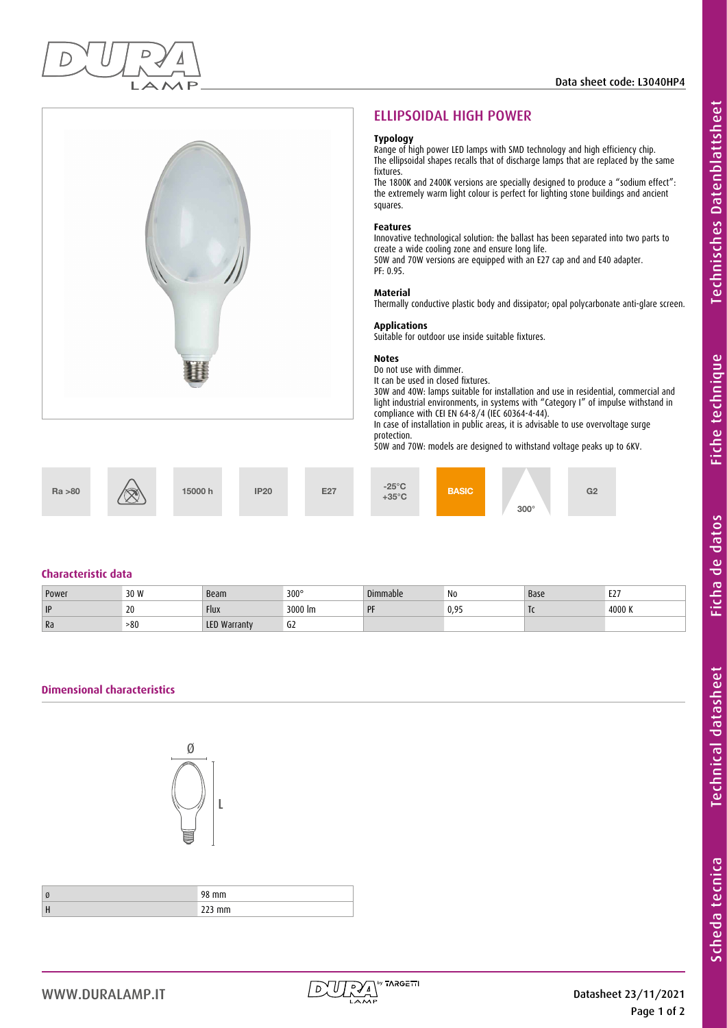Data sheet code: L3040HP4

## ELLIPSOIDAL HIGH POWER

**Typology**
Range of high power LED lamps with SMD technology and high efficiency chip.
The ellipsoidal shapes recalls that of discharge lamps that are replaced by the same fixtures.
The 1800K and 2400K versions are specially designed to produce a "sodium effect": the extremely warm light colour is perfect for lighting stone buildings and ancient squares.

**Features**
Innovative technological solution: the ballast has been separated into two parts to create a wide cooling zone and ensure long life.
50W and 70W versions are equipped with an E27 cap and and E40 adapter.
PF: 0.95.

**Material**
Thermally conductive plastic body and dissipator; opal polycarbonate anti-glare screen.

**Applications**
Suitable for outdoor use inside suitable fixtures.

**Notes**
Do not use with dimmer.
It can be used in closed fixtures.
30W and 40W: lamps suitable for installation and use in residential, commercial and light industrial environments, in systems with "Category I" of impulse withstand in compliance with CEI EN 64-8/4 (IEC 60364-4-44).
In case of installation in public areas, it is advisable to use overvoltage surge protection.
50W and 70W: models are designed to withstand voltage peaks up to 6KV.

Ra >80 | 15000 h | IP20 | E27 | -25°C +35°C | BASIC | 300° | G2

### Characteristic data

| Power | 30 W | Beam | 300° | Dimmable | No | Base | E27 |
|---|---|---|---|---|---|---|---|
| IP | 20 | Flux | 3000 lm | PF | 0,95 | Tc | 4000 K |
| Ra | >80 | LED Warranty | G2 | | | | |

### Dimensional characteristics

Ø

L

| | |
|---|---|
| Ø | 98 mm |
| H | 223 mm |

WWW.DURALAMP.IT

Datasheet 23/11/2021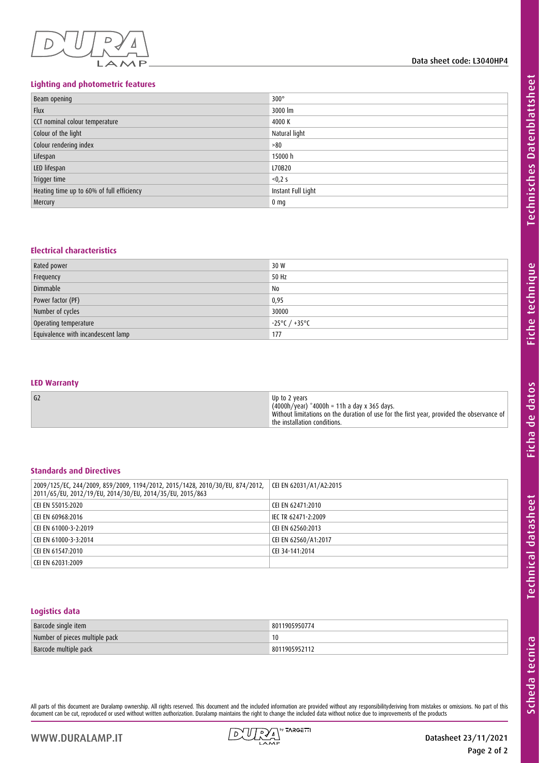Data sheet code: L3040HP4

## Lighting and photometric features

| | |
|---|---|
| Beam opening | 300° |
| Flux | 3000 lm |
| CCT nominal colour temperature | 4000 K |
| Colour of the light | Natural light |
| Colour rendering index | >80 |
| Lifespan | 15000 h |
| LED lifespan | L70B20 |
| Trigger time | <0,2 s |
| Heating time up to 60% of full efficiency | Instant Full Light |
| Mercury | 0 mg |

## Electrical characteristics

| | |
|---|---|
| Rated power | 30 W |
| Frequency | 50 Hz |
| Dimmable | No |
| Power factor (PF) | 0,95 |
| Number of cycles | 30000 |
| Operating temperature | -25°C / +35°C |
| Equivalence with incandescent lamp | 177 |

## LED Warranty

| | |
|---|---|
| G2 | Up to 2 years (4000h/year) *4000h = 11h a day x 365 days. Without limitations on the duration of use for the first year, provided the observance of the installation conditions. |

## Standards and Directives

| | |
|---|---|
| 2009/125/EC, 244/2009, 859/2009, 1194/2012, 2015/1428, 2010/30/EU, 874/2012, 2011/65/EU, 2012/19/EU, 2014/30/EU, 2014/35/EU, 2015/863 | CEI EN 62031/A1/A2:2015 |
| CEI EN 55015:2020 | CEI EN 62471:2010 |
| CEI EN 60968:2016 | IEC TR 62471-2:2009 |
| CEI EN 61000-3-2:2019 | CEI EN 62560:2013 |
| CEI EN 61000-3-3:2014 | CEI EN 62560/A1:2017 |
| CEI EN 61547:2010 | CEI 34-141:2014 |
| CEI EN 62031:2009 | |

## Logistics data

| | |
|---|---|
| Barcode single item | 8011905950774 |
| Number of pieces multiple pack | 10 |
| Barcode multiple pack | 8011905952112 |

All parts of this document are Duralamp ownership. All rights reserved. This document and the included information are provided without any responsibilityderiving from mistakes or omissions. No part of this document can be cut, reproduced or used without written authorization. Duralamp maintains the right to change the included data without notice due to improvements of the products

WWW.DURALAMP.IT

Datasheet 23/11/2021